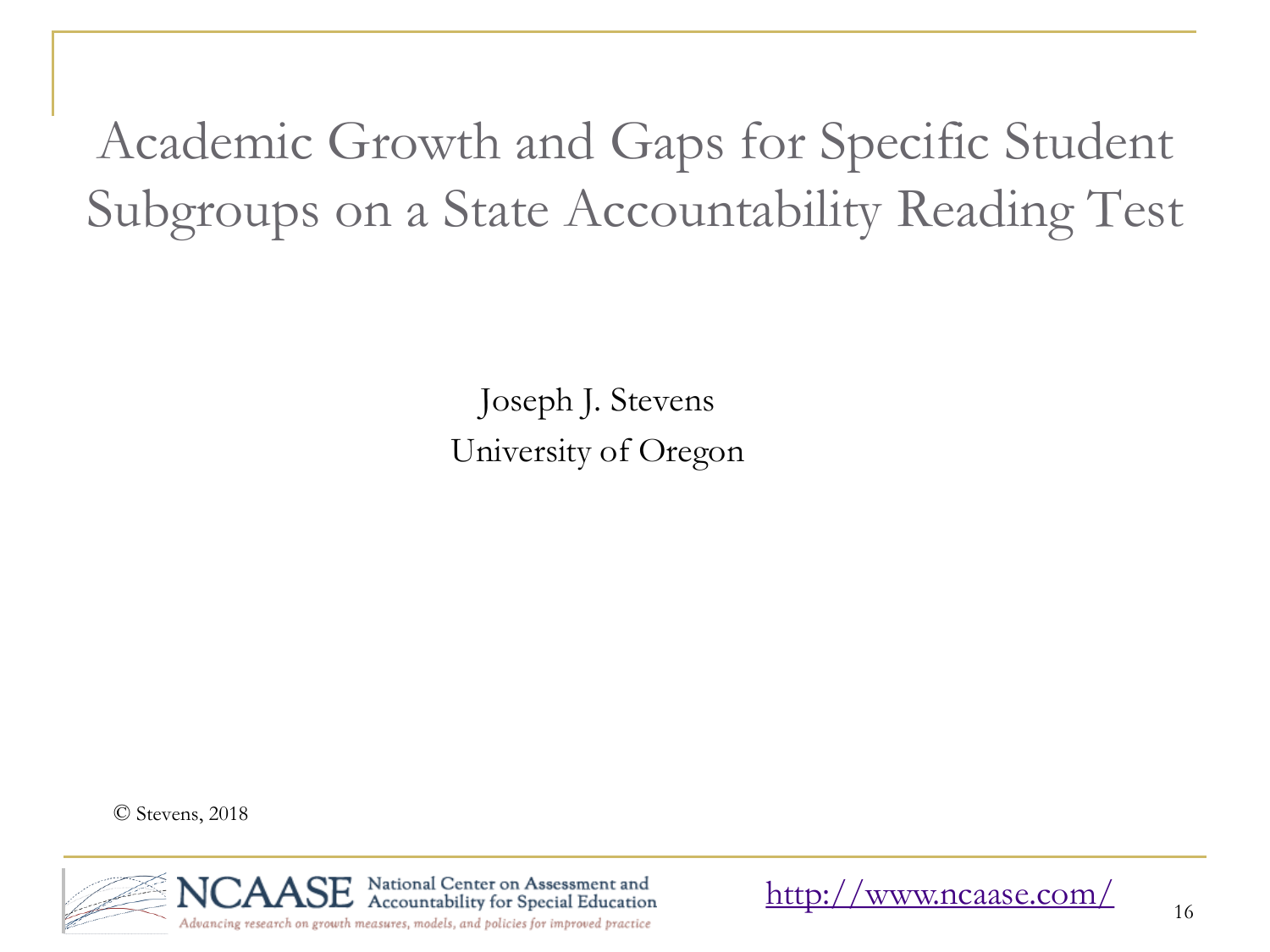# Academic Growth and Gaps for Specific Student Subgroups on a State Accountability Reading Test

Joseph J. Stevens
University of Oregon

© Stevens, 2018

NCAASE National Center on Assessment and Accountability for Special Education

*Advancing research on growth measures, models, and policies for improved practice*

http://www.ncaase.com/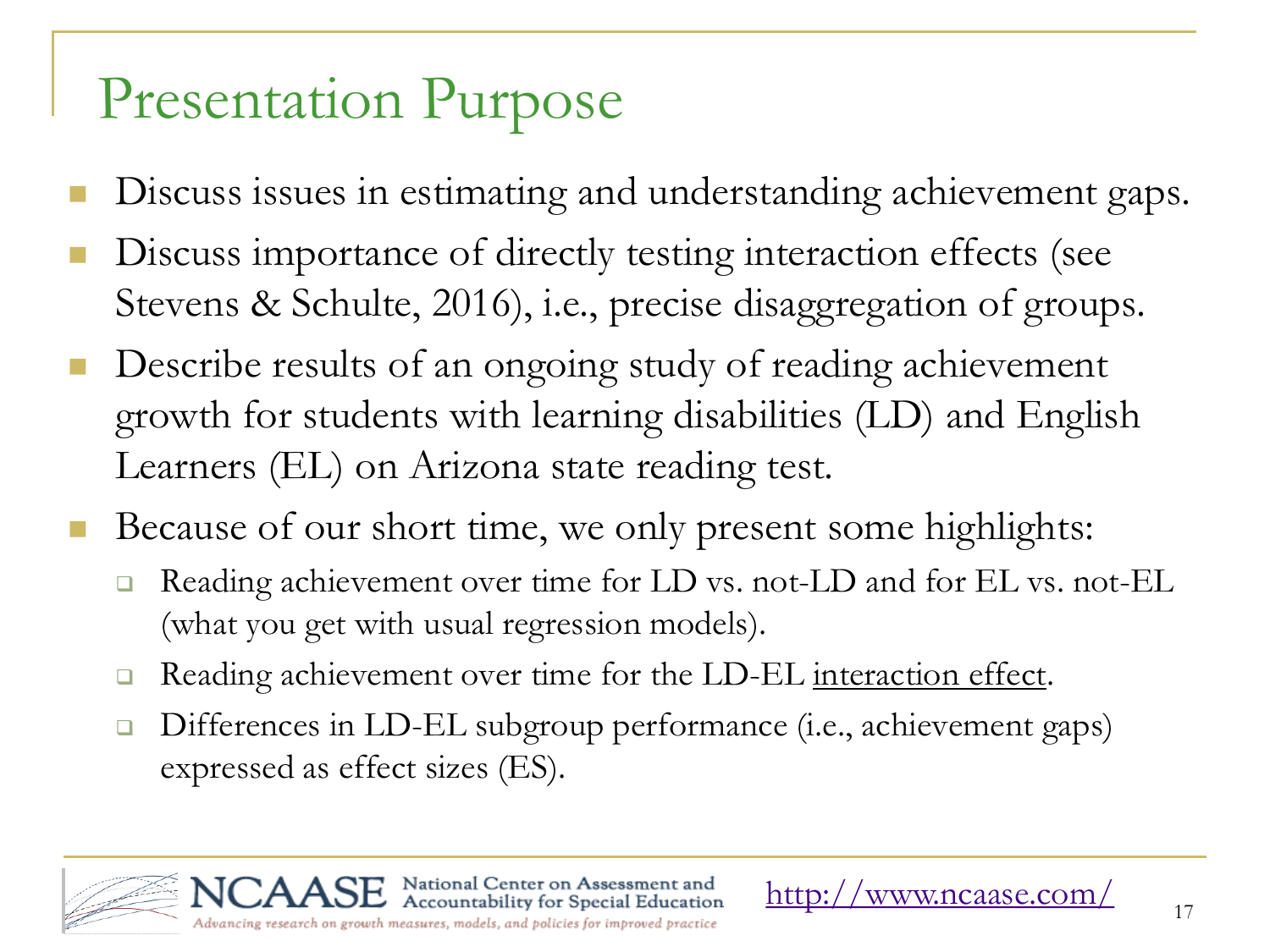# Presentation Purpose

- Discuss issues in estimating and understanding achievement gaps.
- Discuss importance of directly testing interaction effects (see Stevens & Schulte, 2016), i.e., precise disaggregation of groups.
- Describe results of an ongoing study of reading achievement growth for students with learning disabilities (LD) and English Learners (EL) on Arizona state reading test.
- Because of our short time, we only present some highlights:
  - Reading achievement over time for LD vs. not-LD and for EL vs. not-EL (what you get with usual regression models).
  - Reading achievement over time for the LD-EL interaction effect.
  - Differences in LD-EL subgroup performance (i.e., achievement gaps) expressed as effect sizes (ES).

NCAASE National Center on Assessment and Accountability for Special Education

*Advancing research on growth measures, models, and policies for improved practice*

http://www.ncaase.com/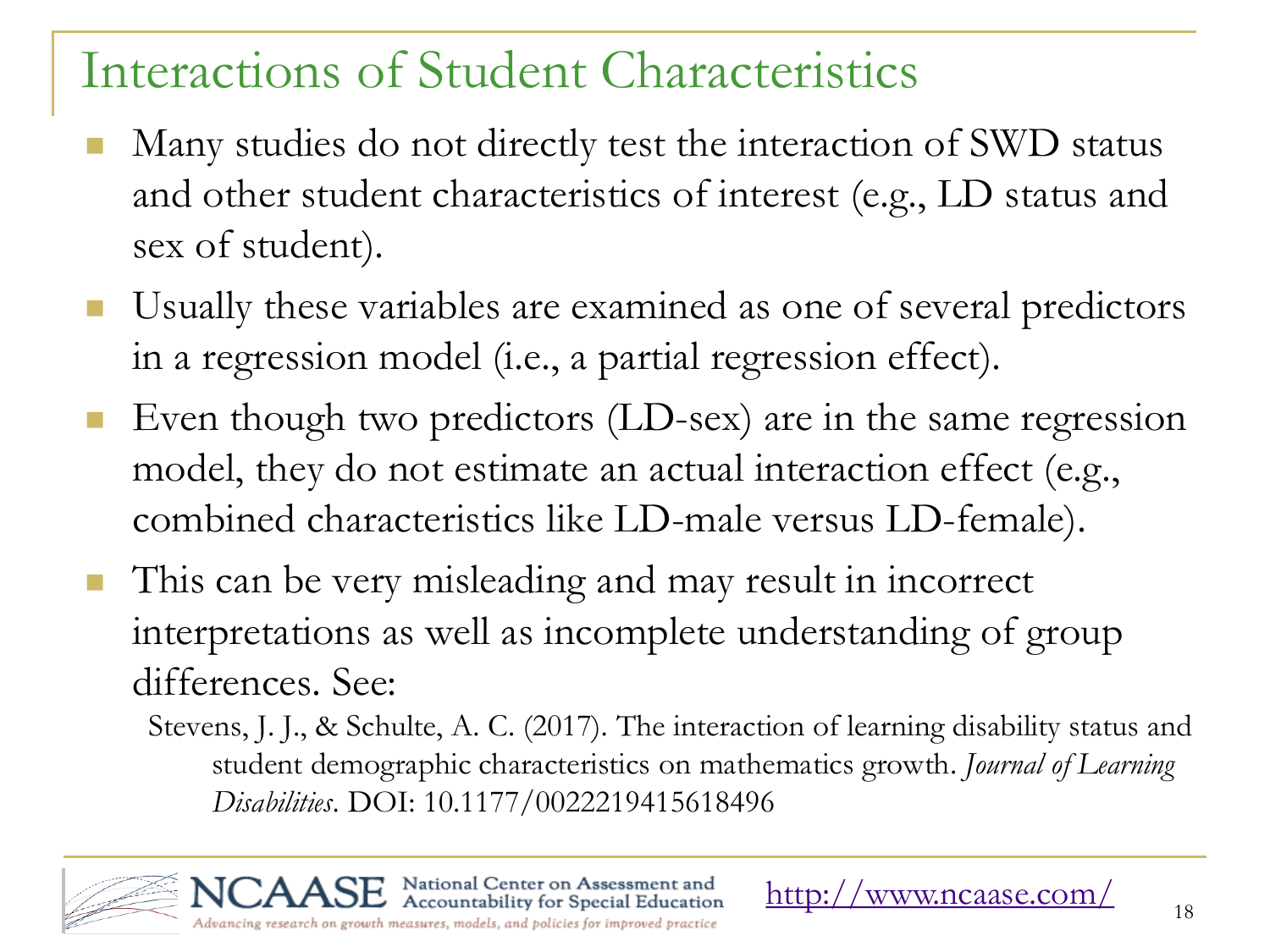# Interactions of Student Characteristics

- Many studies do not directly test the interaction of SWD status and other student characteristics of interest (e.g., LD status and sex of student).
- Usually these variables are examined as one of several predictors in a regression model (i.e., a partial regression effect).
- Even though two predictors (LD-sex) are in the same regression model, they do not estimate an actual interaction effect (e.g., combined characteristics like LD-male versus LD-female).
- This can be very misleading and may result in incorrect interpretations as well as incomplete understanding of group differences. See:

  Stevens, J. J., & Schulte, A. C. (2017). The interaction of learning disability status and student demographic characteristics on mathematics growth. *Journal of Learning Disabilities*. DOI: 10.1177/0022219415618496

NCAASE National Center on Assessment and Accountability for Special Education
*Advancing research on growth measures, models, and policies for improved practice*

http://www.ncaase.com/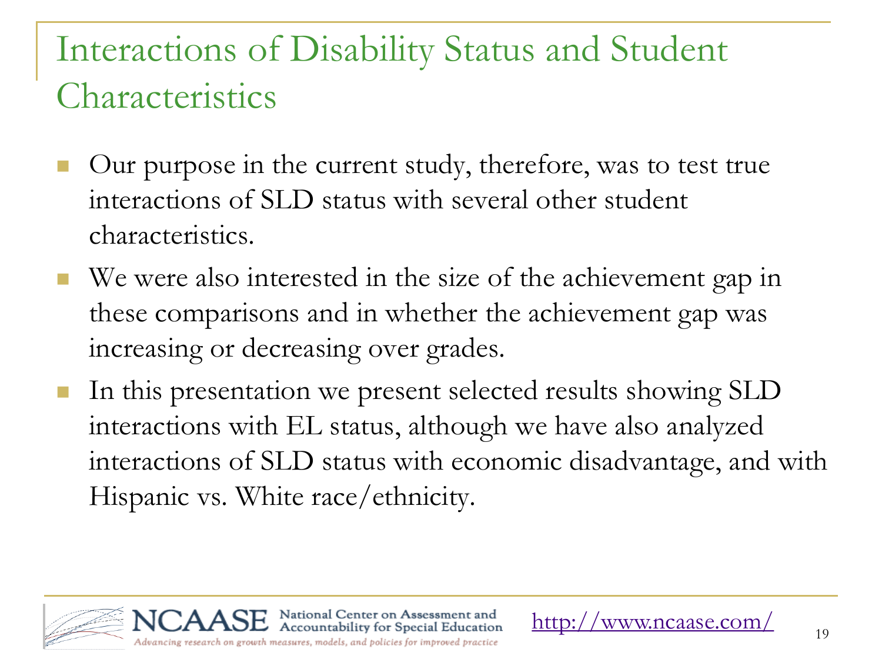# Interactions of Disability Status and Student Characteristics

- Our purpose in the current study, therefore, was to test true interactions of SLD status with several other student characteristics.
- We were also interested in the size of the achievement gap in these comparisons and in whether the achievement gap was increasing or decreasing over grades.
- In this presentation we present selected results showing SLD interactions with EL status, although we have also analyzed interactions of SLD status with economic disadvantage, and with Hispanic vs. White race/ethnicity.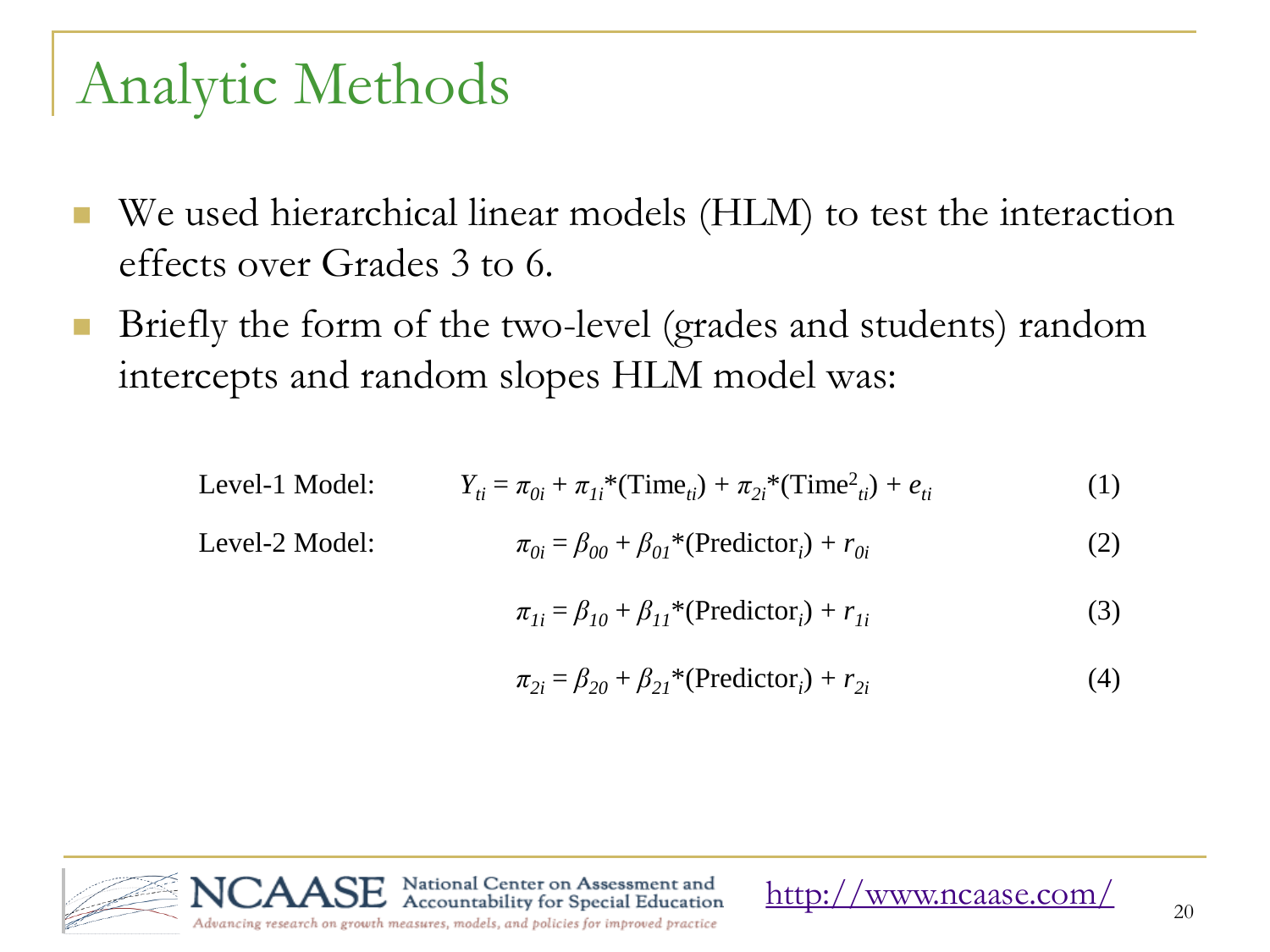# Analytic Methods

- We used hierarchical linear models (HLM) to test the interaction effects over Grades 3 to 6.
- Briefly the form of the two-level (grades and students) random intercepts and random slopes HLM model was:

Level-1 Model:

$$Y_{ti} = \pi_{0i} + \pi_{1i}*(\text{Time}_{ti}) + \pi_{2i}*(\text{Time}^2_{ti}) + e_{ti} \tag{1}$$

Level-2 Model:

$$\pi_{0i} = \beta_{00} + \beta_{01}*(\text{Predictor}_i) + r_{0i} \tag{2}$$

$$\pi_{1i} = \beta_{10} + \beta_{11}*(\text{Predictor}_i) + r_{1i} \tag{3}$$

$$\pi_{2i} = \beta_{20} + \beta_{21}*(\text{Predictor}_i) + r_{2i} \tag{4}$$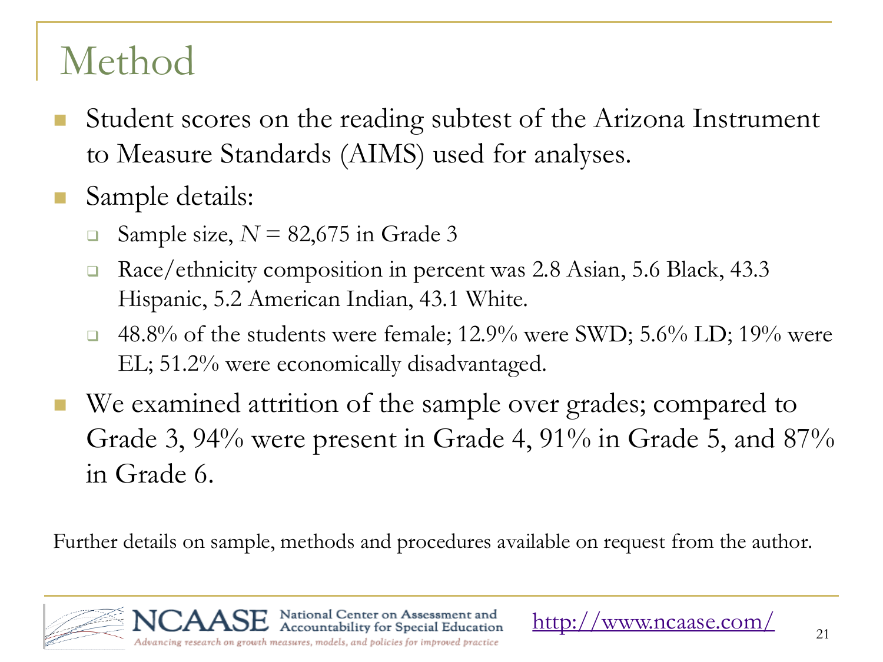# Method

- Student scores on the reading subtest of the Arizona Instrument to Measure Standards (AIMS) used for analyses.
- Sample details:
  - Sample size, $N$ = 82,675 in Grade 3
  - Race/ethnicity composition in percent was 2.8 Asian, 5.6 Black, 43.3 Hispanic, 5.2 American Indian, 43.1 White.
  - 48.8% of the students were female; 12.9% were SWD; 5.6% LD; 19% were EL; 51.2% were economically disadvantaged.
- We examined attrition of the sample over grades; compared to Grade 3, 94% were present in Grade 4, 91% in Grade 5, and 87% in Grade 6.

Further details on sample, methods and procedures available on request from the author.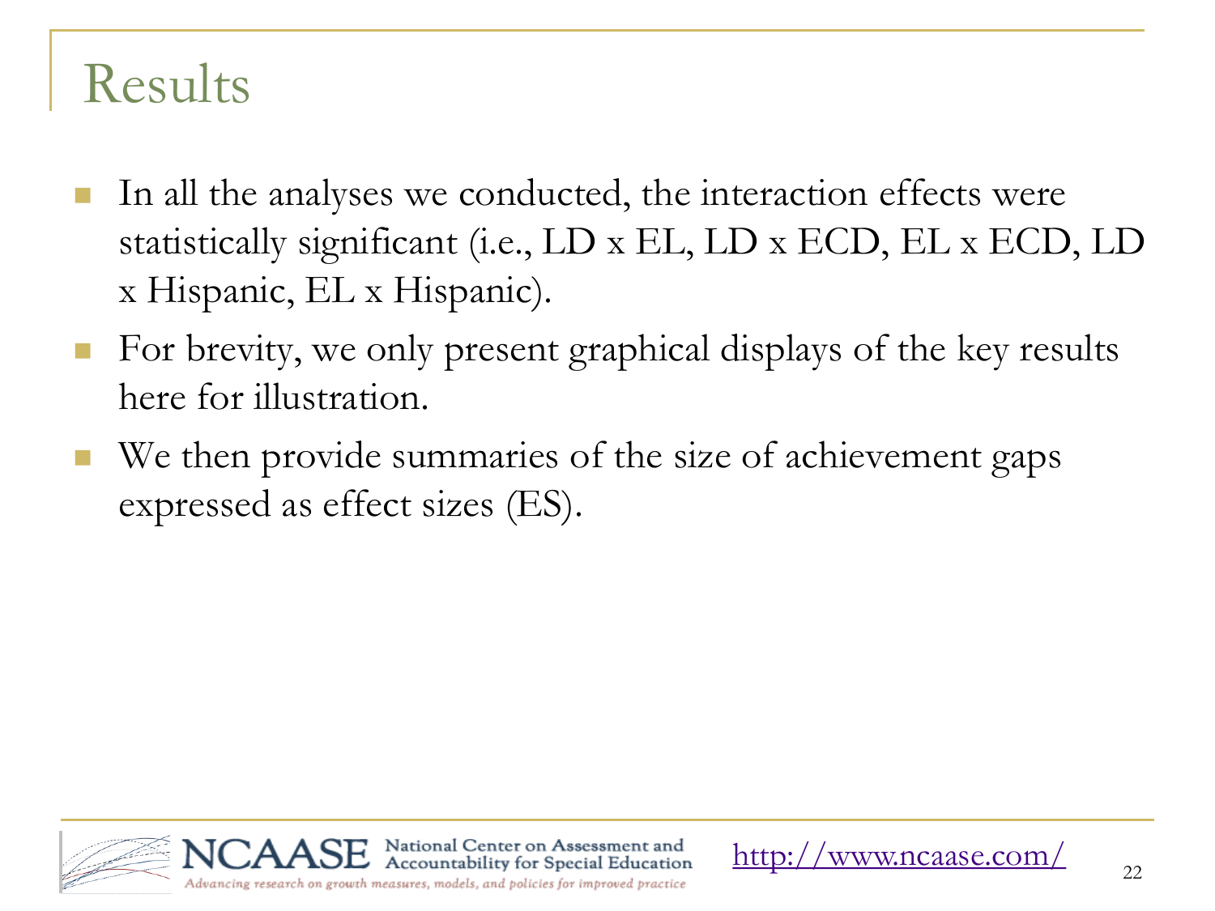# Results

- In all the analyses we conducted, the interaction effects were statistically significant (i.e., LD x EL, LD x ECD, EL x ECD, LD x Hispanic, EL x Hispanic).
- For brevity, we only present graphical displays of the key results here for illustration.
- We then provide summaries of the size of achievement gaps expressed as effect sizes (ES).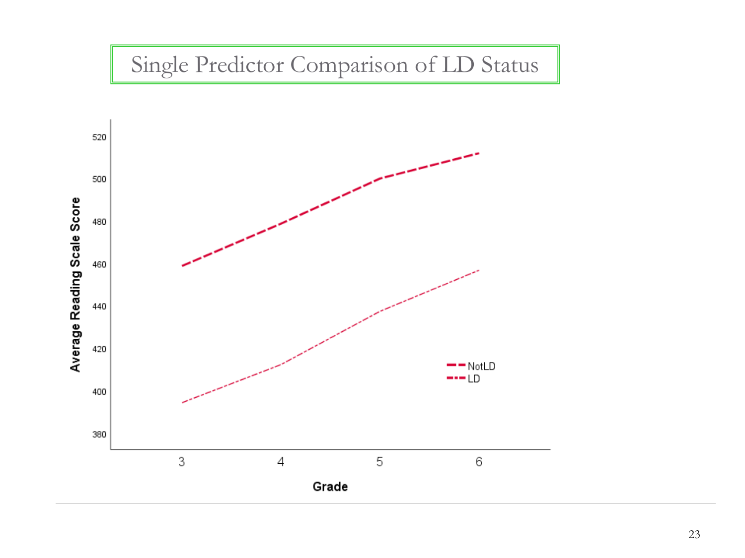# Single Predictor Comparison of LD Status

Average Reading Scale Score

520
500
480
460
440
420
400
380

3 4 5 6

Grade

NotLD
LD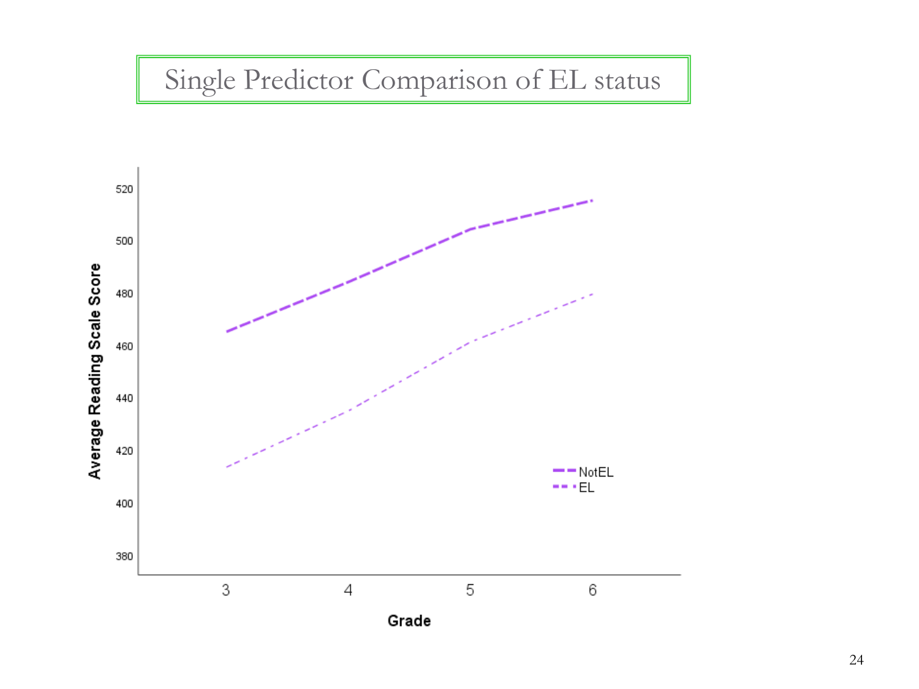# Single Predictor Comparison of EL status

Average Reading Scale Score

520
500
480
460
440
420
400
380

3 4 5 6

Grade

NotEL
EL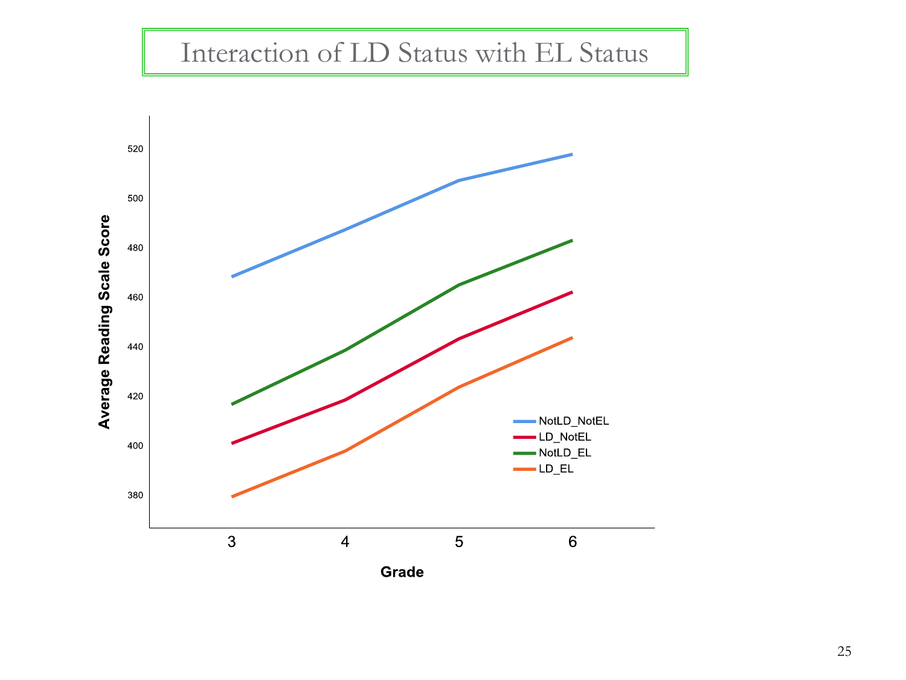# Interaction of LD Status with EL Status

Average Reading Scale Score

Grade

NotLD_NotEL
LD_NotEL
NotLD_EL
LD_EL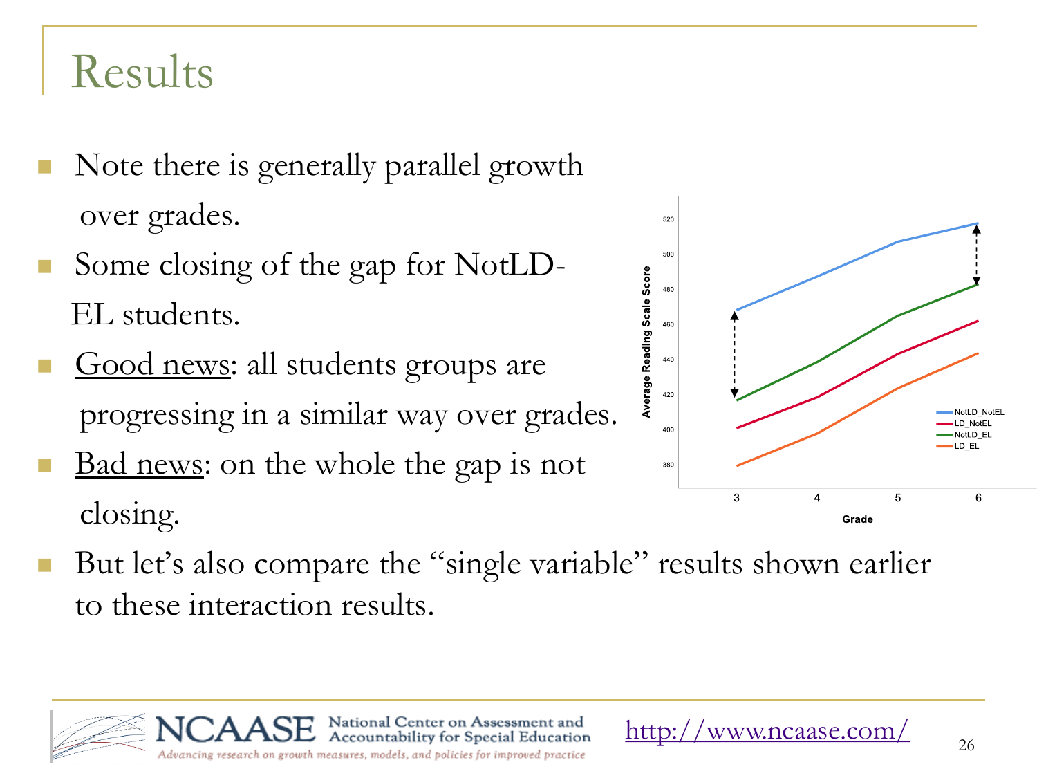# Results

- Note there is generally parallel growth over grades.
- Some closing of the gap for NotLD-EL students.
- <u>Good news</u>: all students groups are progressing in a similar way over grades.
- <u>Bad news</u>: on the whole the gap is not closing.
- But let's also compare the "single variable" results shown earlier to these interaction results.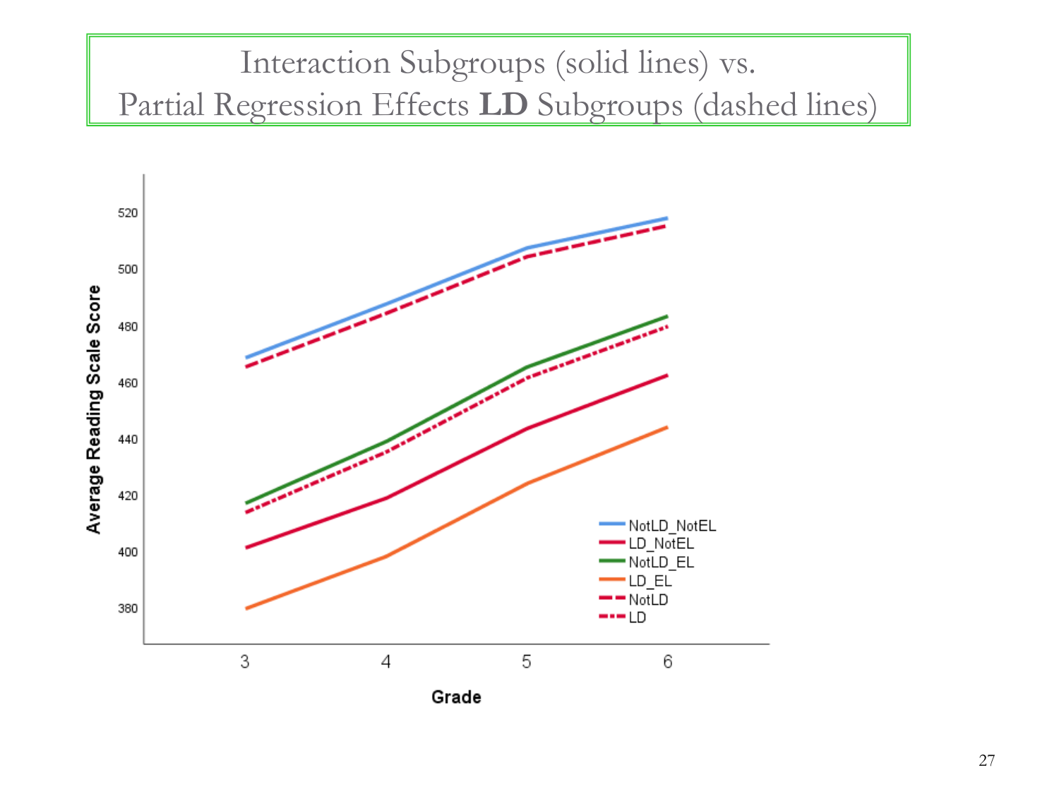# Interaction Subgroups (solid lines) vs. Partial Regression Effects **LD** Subgroups (dashed lines)

Average Reading Scale Score

Grade

- NotLD_NotEL
- LD_NotEL
- NotLD_EL
- LD_EL
- NotLD
- LD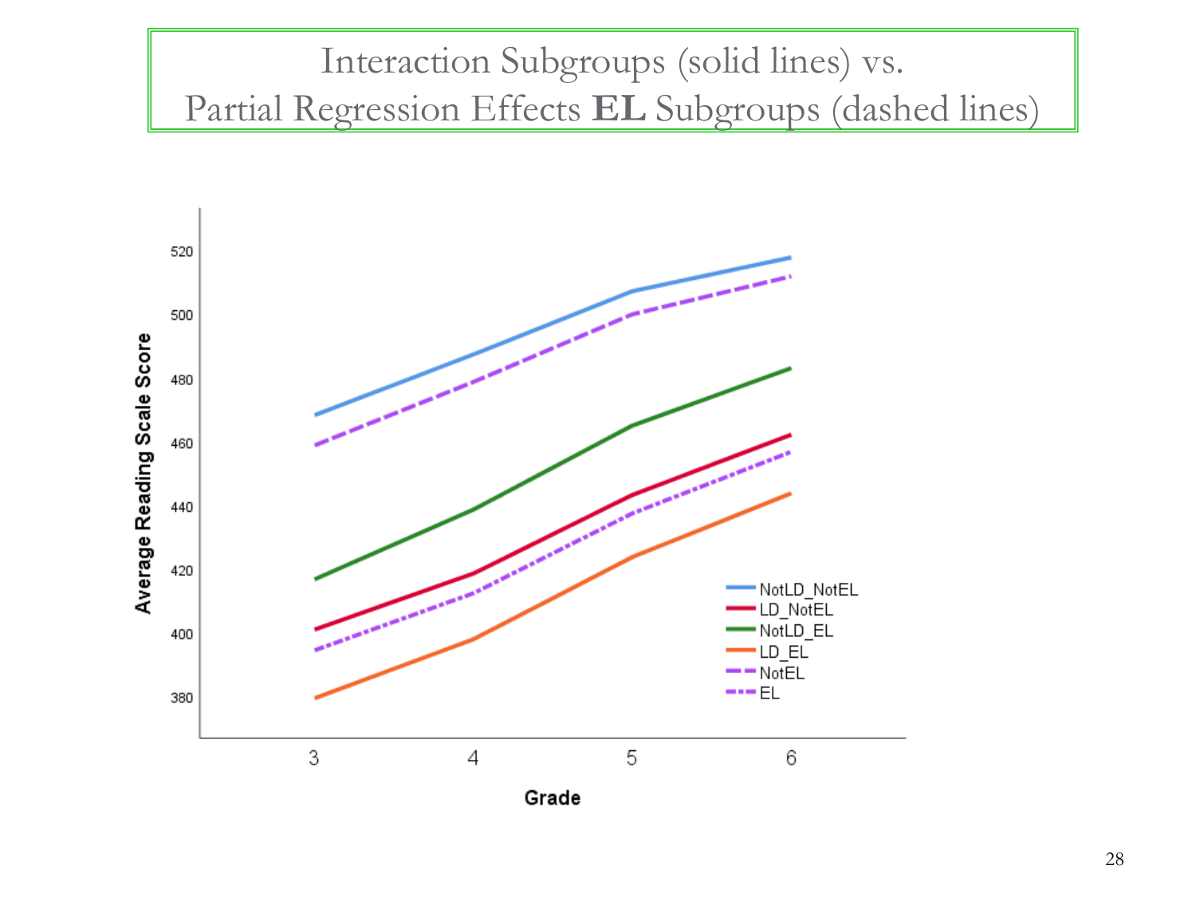# Interaction Subgroups (solid lines) vs. Partial Regression Effects **EL** Subgroups (dashed lines)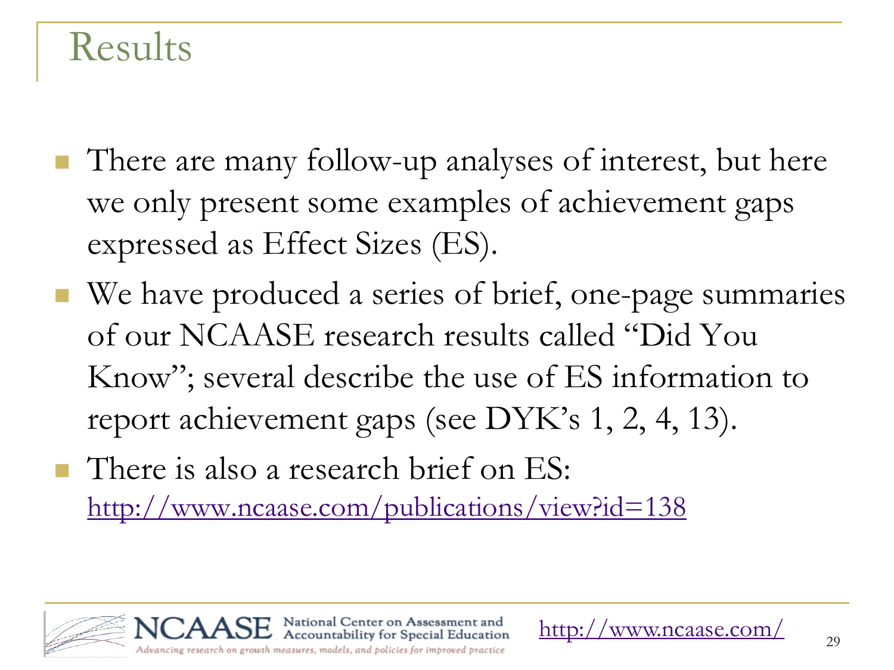# Results

- There are many follow-up analyses of interest, but here we only present some examples of achievement gaps expressed as Effect Sizes (ES).
- We have produced a series of brief, one-page summaries of our NCAASE research results called "Did You Know"; several describe the use of ES information to report achievement gaps (see DYK's 1, 2, 4, 13).
- There is also a research brief on ES: http://www.ncaase.com/publications/view?id=138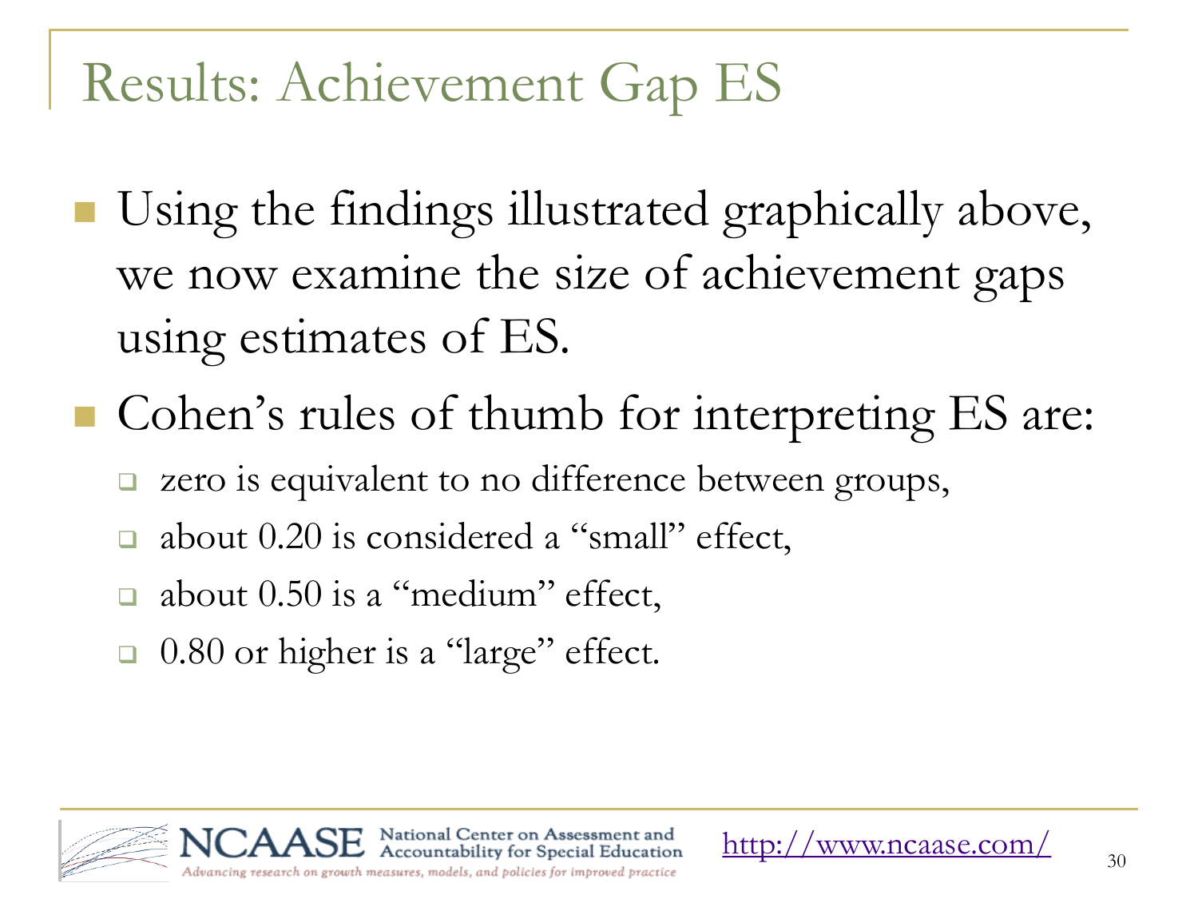# Results: Achievement Gap ES

- Using the findings illustrated graphically above, we now examine the size of achievement gaps using estimates of ES.
- Cohen's rules of thumb for interpreting ES are:
  - zero is equivalent to no difference between groups,
  - about 0.20 is considered a "small" effect,
  - about 0.50 is a "medium" effect,
  - 0.80 or higher is a "large" effect.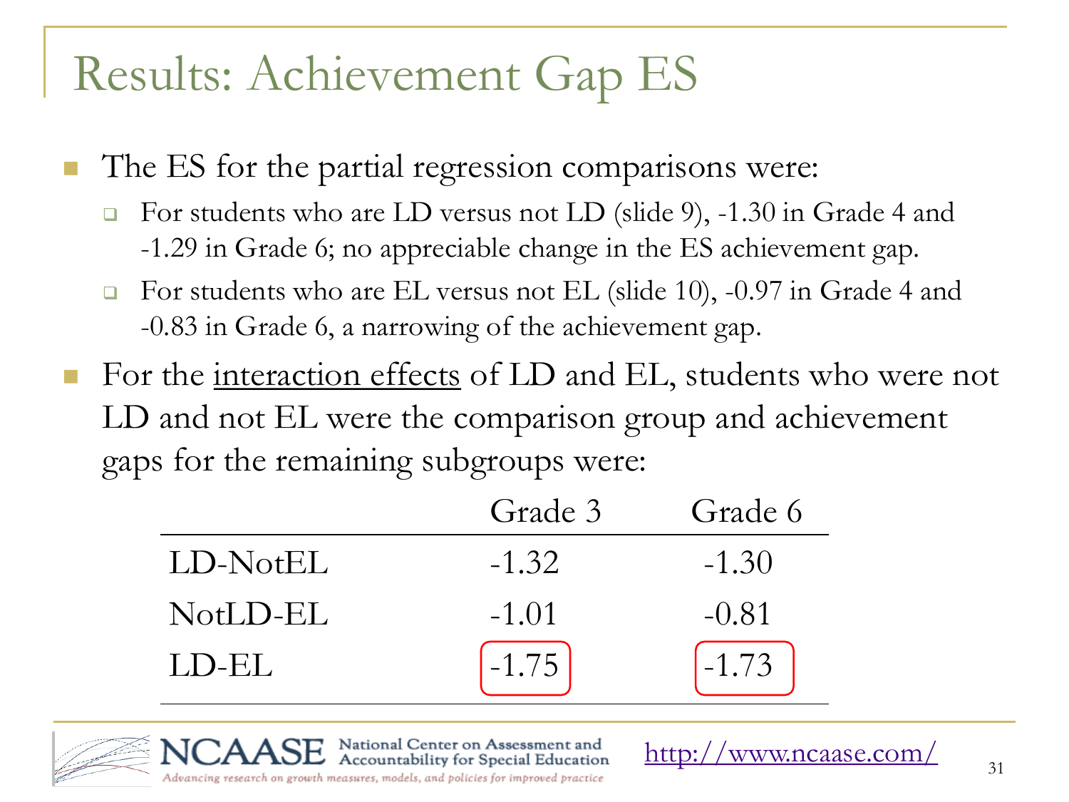# Results: Achievement Gap ES

- The ES for the partial regression comparisons were:
  - For students who are LD versus not LD (slide 9), -1.30 in Grade 4 and -1.29 in Grade 6; no appreciable change in the ES achievement gap.
  - For students who are EL versus not EL (slide 10), -0.97 in Grade 4 and -0.83 in Grade 6, a narrowing of the achievement gap.
- For the interaction effects of LD and EL, students who were not LD and not EL were the comparison group and achievement gaps for the remaining subgroups were:

| | Grade 3 | Grade 6 |
|---|---|---|
| LD-NotEL | -1.32 | -1.30 |
| NotLD-EL | -1.01 | -0.81 |
| LD-EL | -1.75 | -1.73 |

NCAASE National Center on Assessment and Accountability for Special Education

*Advancing research on growth measures, models, and policies for improved practice*

http://www.ncaase.com/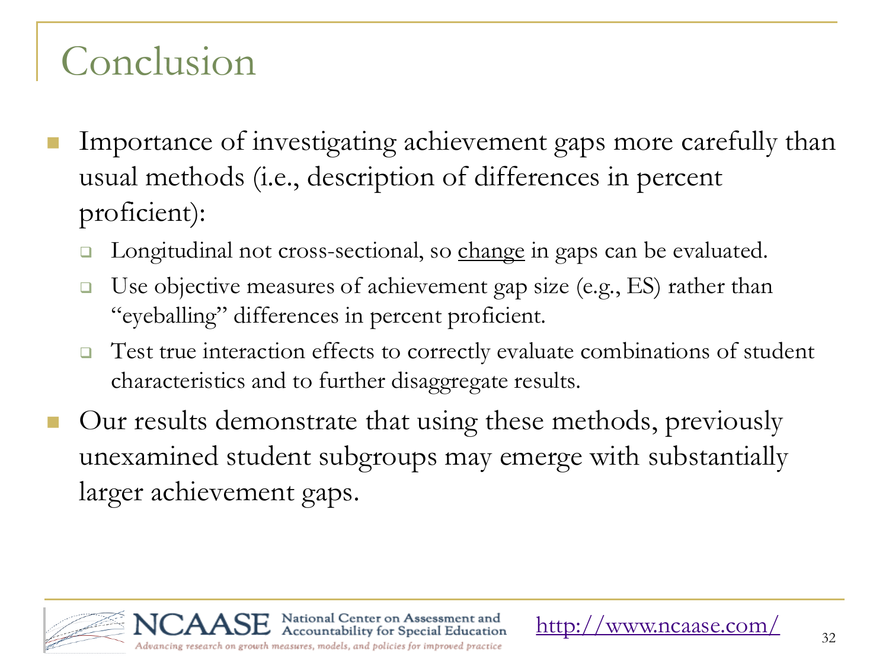# Conclusion

- Importance of investigating achievement gaps more carefully than usual methods (i.e., description of differences in percent proficient):
  - Longitudinal not cross-sectional, so change in gaps can be evaluated.
  - Use objective measures of achievement gap size (e.g., ES) rather than "eyeballing" differences in percent proficient.
  - Test true interaction effects to correctly evaluate combinations of student characteristics and to further disaggregate results.
- Our results demonstrate that using these methods, previously unexamined student subgroups may emerge with substantially larger achievement gaps.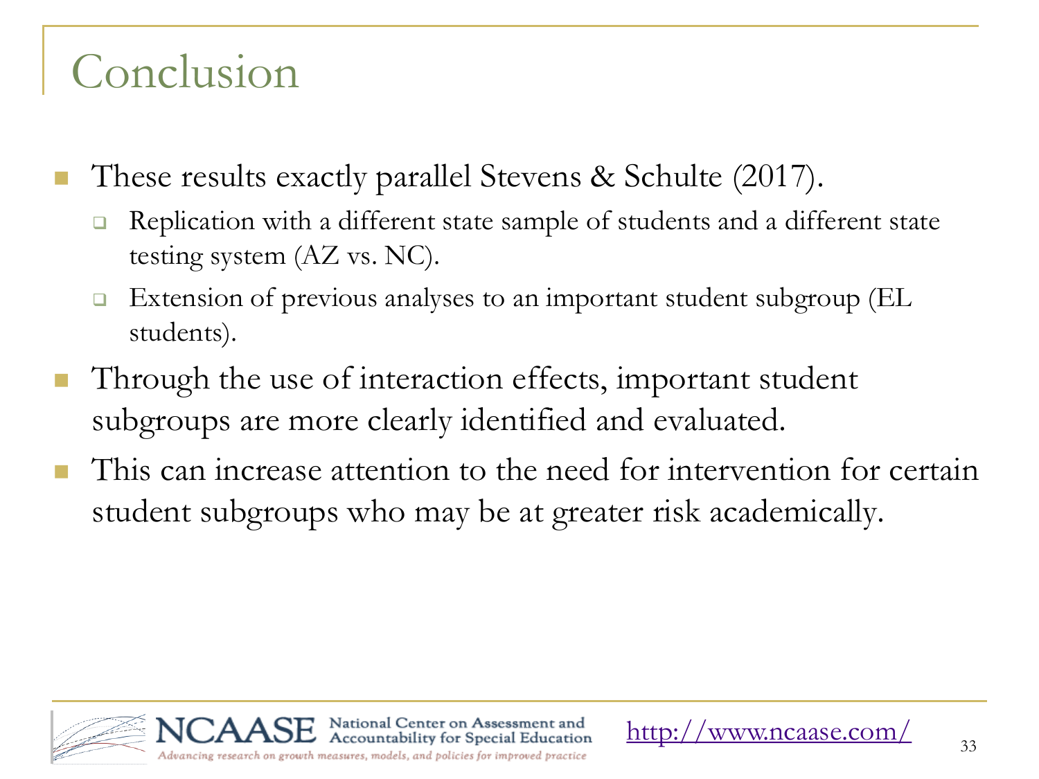# Conclusion

- These results exactly parallel Stevens & Schulte (2017).
  - Replication with a different state sample of students and a different state testing system (AZ vs. NC).
  - Extension of previous analyses to an important student subgroup (EL students).
- Through the use of interaction effects, important student subgroups are more clearly identified and evaluated.
- This can increase attention to the need for intervention for certain student subgroups who may be at greater risk academically.